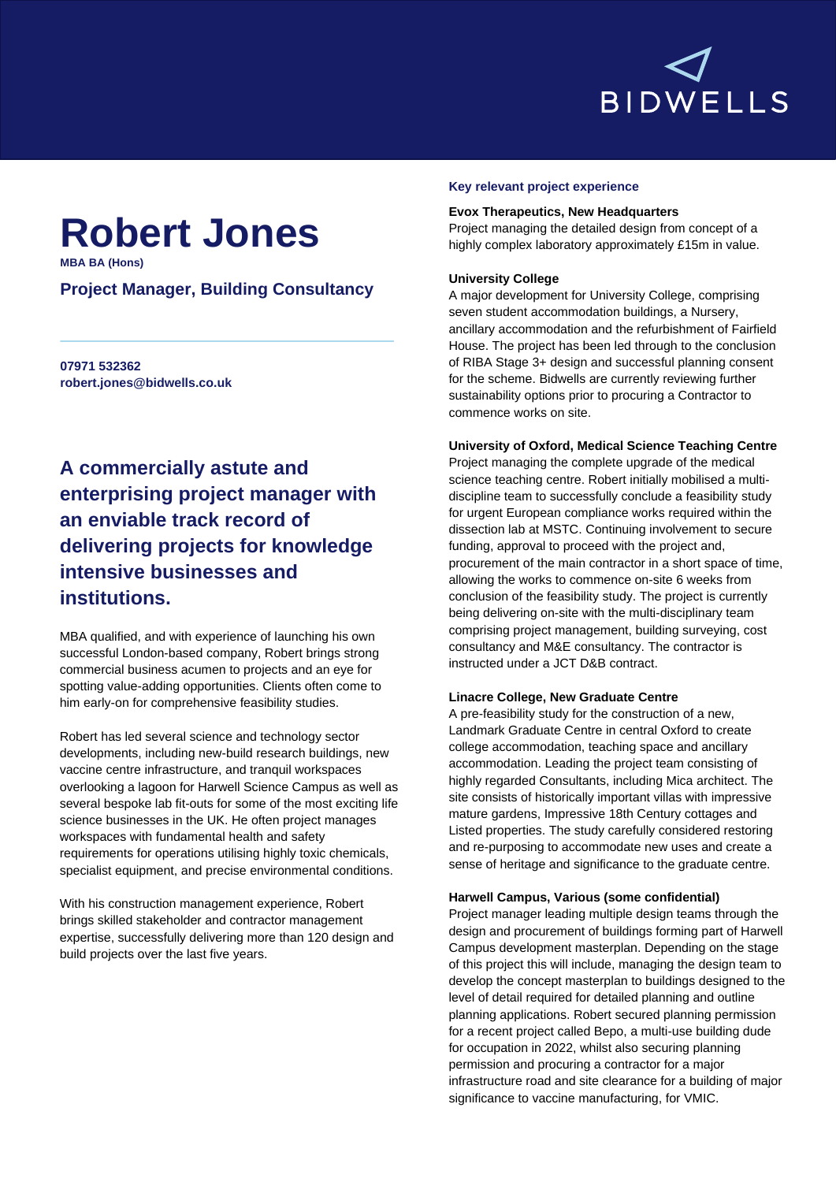BIDWELLS

# Robert Jones

**MBA BA (Hons)**

## Project Manager, Building Consultancy

**07971 532362**
**robert.jones@bidwells.co.uk**

## A commercially astute and enterprising project manager with an enviable track record of delivering projects for knowledge intensive businesses and institutions.

MBA qualified, and with experience of launching his own successful London-based company, Robert brings strong commercial business acumen to projects and an eye for spotting value-adding opportunities. Clients often come to him early-on for comprehensive feasibility studies.

Robert has led several science and technology sector developments, including new-build research buildings, new vaccine centre infrastructure, and tranquil workspaces overlooking a lagoon for Harwell Science Campus as well as several bespoke lab fit-outs for some of the most exciting life science businesses in the UK. He often project manages workspaces with fundamental health and safety requirements for operations utilising highly toxic chemicals, specialist equipment, and precise environmental conditions.

With his construction management experience, Robert brings skilled stakeholder and contractor management expertise, successfully delivering more than 120 design and build projects over the last five years.

### Key relevant project experience

**Evox Therapeutics, New Headquarters**
Project managing the detailed design from concept of a highly complex laboratory approximately £15m in value.

**University College**
A major development for University College, comprising seven student accommodation buildings, a Nursery, ancillary accommodation and the refurbishment of Fairfield House. The project has been led through to the conclusion of RIBA Stage 3+ design and successful planning consent for the scheme. Bidwells are currently reviewing further sustainability options prior to procuring a Contractor to commence works on site.

**University of Oxford, Medical Science Teaching Centre**
Project managing the complete upgrade of the medical science teaching centre. Robert initially mobilised a multi-discipline team to successfully conclude a feasibility study for urgent European compliance works required within the dissection lab at MSTC. Continuing involvement to secure funding, approval to proceed with the project and, procurement of the main contractor in a short space of time, allowing the works to commence on-site 6 weeks from conclusion of the feasibility study. The project is currently being delivering on-site with the multi-disciplinary team comprising project management, building surveying, cost consultancy and M&E consultancy. The contractor is instructed under a JCT D&B contract.

**Linacre College, New Graduate Centre**
A pre-feasibility study for the construction of a new, Landmark Graduate Centre in central Oxford to create college accommodation, teaching space and ancillary accommodation. Leading the project team consisting of highly regarded Consultants, including Mica architect. The site consists of historically important villas with impressive mature gardens, Impressive 18th Century cottages and Listed properties. The study carefully considered restoring and re-purposing to accommodate new uses and create a sense of heritage and significance to the graduate centre.

**Harwell Campus, Various (some confidential)**
Project manager leading multiple design teams through the design and procurement of buildings forming part of Harwell Campus development masterplan. Depending on the stage of this project this will include, managing the design team to develop the concept masterplan to buildings designed to the level of detail required for detailed planning and outline planning applications. Robert secured planning permission for a recent project called Bepo, a multi-use building dude for occupation in 2022, whilst also securing planning permission and procuring a contractor for a major infrastructure road and site clearance for a building of major significance to vaccine manufacturing, for VMIC.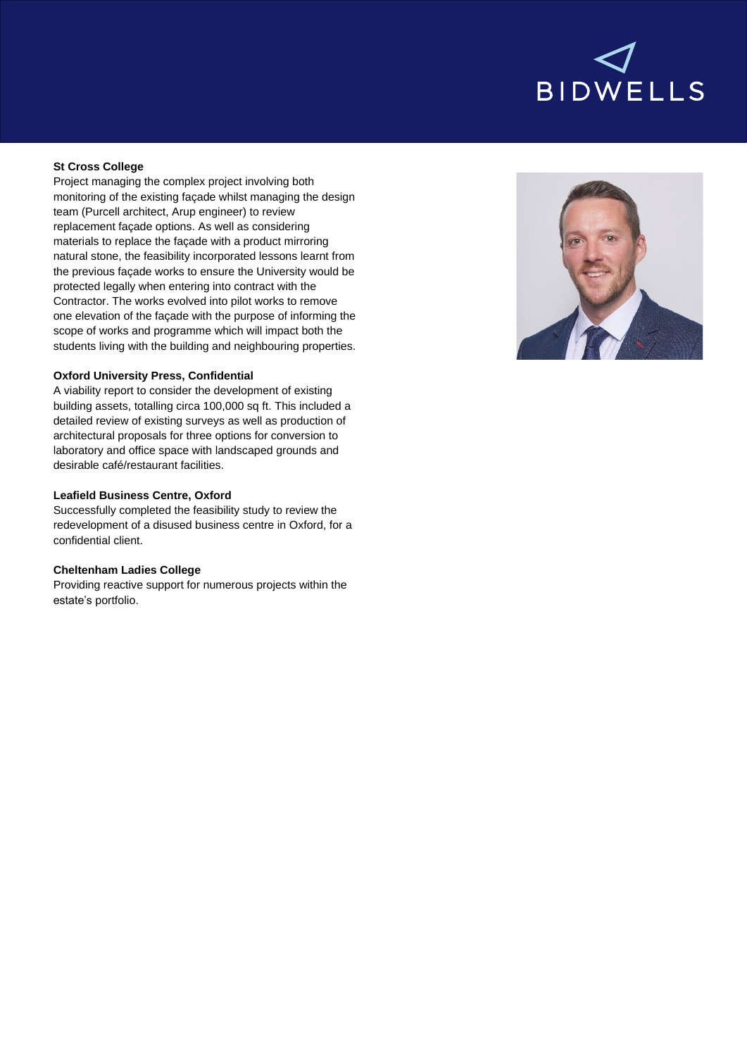**St Cross College**

Project managing the complex project involving both monitoring of the existing façade whilst managing the design team (Purcell architect, Arup engineer) to review replacement façade options. As well as considering materials to replace the façade with a product mirroring natural stone, the feasibility incorporated lessons learnt from the previous façade works to ensure the University would be protected legally when entering into contract with the Contractor. The works evolved into pilot works to remove one elevation of the façade with the purpose of informing the scope of works and programme which will impact both the students living with the building and neighbouring properties.

**Oxford University Press, Confidential**

A viability report to consider the development of existing building assets, totalling circa 100,000 sq ft. This included a detailed review of existing surveys as well as production of architectural proposals for three options for conversion to laboratory and office space with landscaped grounds and desirable café/restaurant facilities.

**Leafield Business Centre, Oxford**

Successfully completed the feasibility study to review the redevelopment of a disused business centre in Oxford, for a confidential client.

**Cheltenham Ladies College**

Providing reactive support for numerous projects within the estate's portfolio.